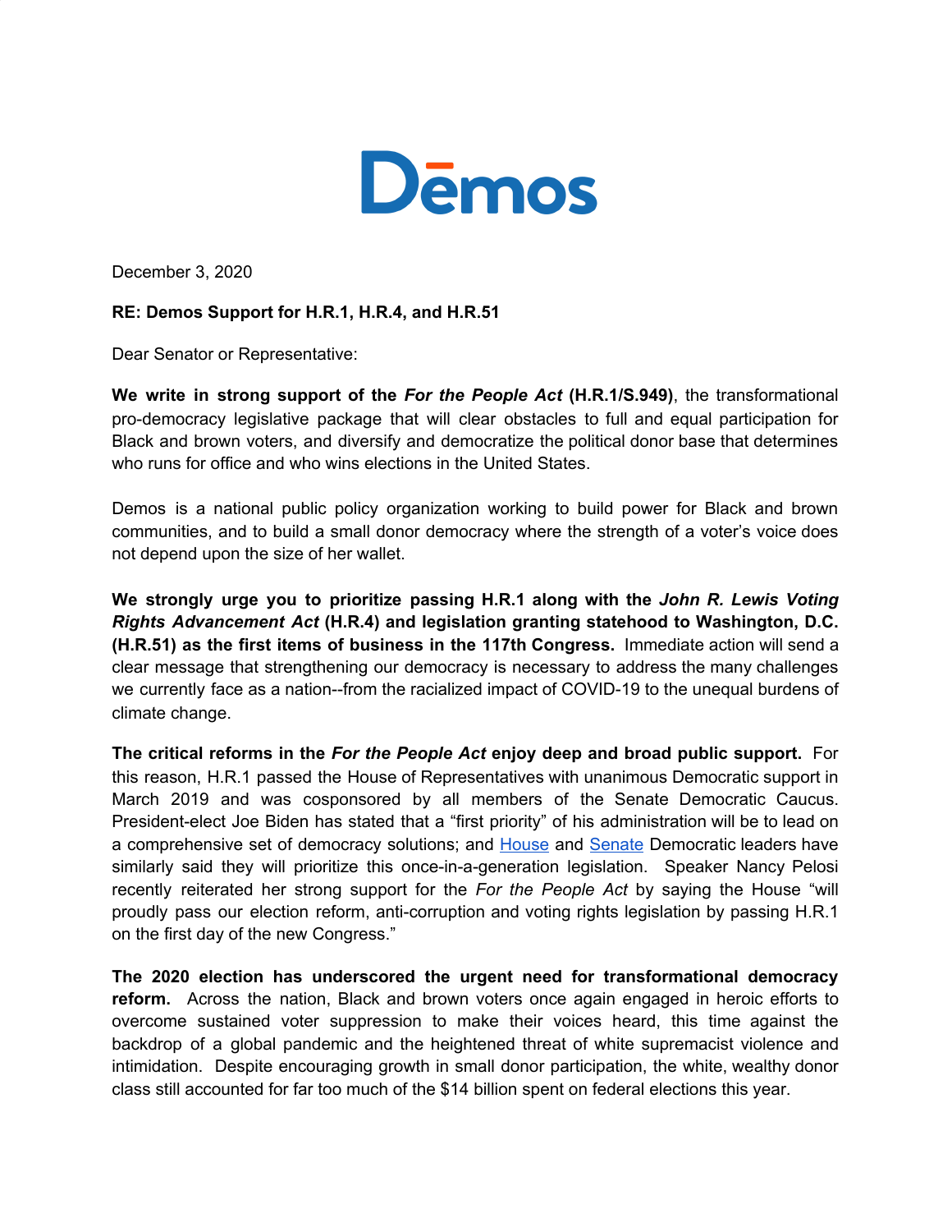# Dēmos

December 3, 2020

**RE: Demos Support for H.R.1, H.R.4, and H.R.51**

Dear Senator or Representative:

**We write in strong support of the *For the People Act* (H.R.1/S.949)**, the transformational pro-democracy legislative package that will clear obstacles to full and equal participation for Black and brown voters, and diversify and democratize the political donor base that determines who runs for office and who wins elections in the United States.

Demos is a national public policy organization working to build power for Black and brown communities, and to build a small donor democracy where the strength of a voter's voice does not depend upon the size of her wallet.

**We strongly urge you to prioritize passing H.R.1 along with the *John R. Lewis Voting Rights Advancement Act* (H.R.4) and legislation granting statehood to Washington, D.C. (H.R.51) as the first items of business in the 117th Congress.** Immediate action will send a clear message that strengthening our democracy is necessary to address the many challenges we currently face as a nation--from the racialized impact of COVID-19 to the unequal burdens of climate change.

**The critical reforms in the *For the People Act* enjoy deep and broad public support.** For this reason, H.R.1 passed the House of Representatives with unanimous Democratic support in March 2019 and was cosponsored by all members of the Senate Democratic Caucus. President-elect Joe Biden has stated that a "first priority" of his administration will be to lead on a comprehensive set of democracy solutions; and House and Senate Democratic leaders have similarly said they will prioritize this once-in-a-generation legislation. Speaker Nancy Pelosi recently reiterated her strong support for the *For the People Act* by saying the House "will proudly pass our election reform, anti-corruption and voting rights legislation by passing H.R.1 on the first day of the new Congress."

**The 2020 election has underscored the urgent need for transformational democracy reform.** Across the nation, Black and brown voters once again engaged in heroic efforts to overcome sustained voter suppression to make their voices heard, this time against the backdrop of a global pandemic and the heightened threat of white supremacist violence and intimidation. Despite encouraging growth in small donor participation, the white, wealthy donor class still accounted for far too much of the $14 billion spent on federal elections this year.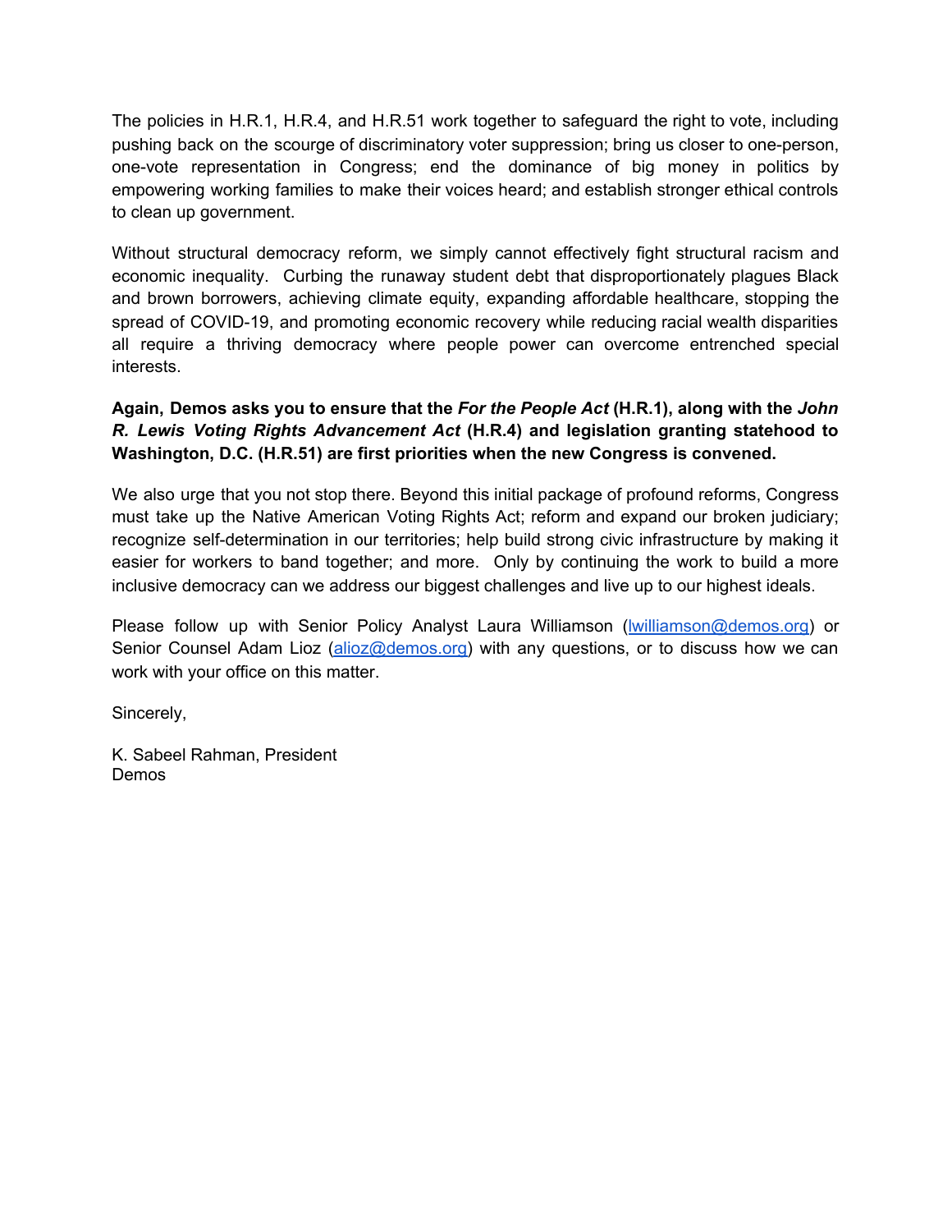The policies in H.R.1, H.R.4, and H.R.51 work together to safeguard the right to vote, including pushing back on the scourge of discriminatory voter suppression; bring us closer to one-person, one-vote representation in Congress; end the dominance of big money in politics by empowering working families to make their voices heard; and establish stronger ethical controls to clean up government.

Without structural democracy reform, we simply cannot effectively fight structural racism and economic inequality. Curbing the runaway student debt that disproportionately plagues Black and brown borrowers, achieving climate equity, expanding affordable healthcare, stopping the spread of COVID-19, and promoting economic recovery while reducing racial wealth disparities all require a thriving democracy where people power can overcome entrenched special interests.

**Again, Demos asks you to ensure that the *For the People Act* (H.R.1), along with the *John R. Lewis Voting Rights Advancement Act* (H.R.4) and legislation granting statehood to Washington, D.C. (H.R.51) are first priorities when the new Congress is convened.**

We also urge that you not stop there. Beyond this initial package of profound reforms, Congress must take up the Native American Voting Rights Act; reform and expand our broken judiciary; recognize self-determination in our territories; help build strong civic infrastructure by making it easier for workers to band together; and more. Only by continuing the work to build a more inclusive democracy can we address our biggest challenges and live up to our highest ideals.

Please follow up with Senior Policy Analyst Laura Williamson (lwilliamson@demos.org) or Senior Counsel Adam Lioz (alioz@demos.org) with any questions, or to discuss how we can work with your office on this matter.

Sincerely,

K. Sabeel Rahman, President
Demos